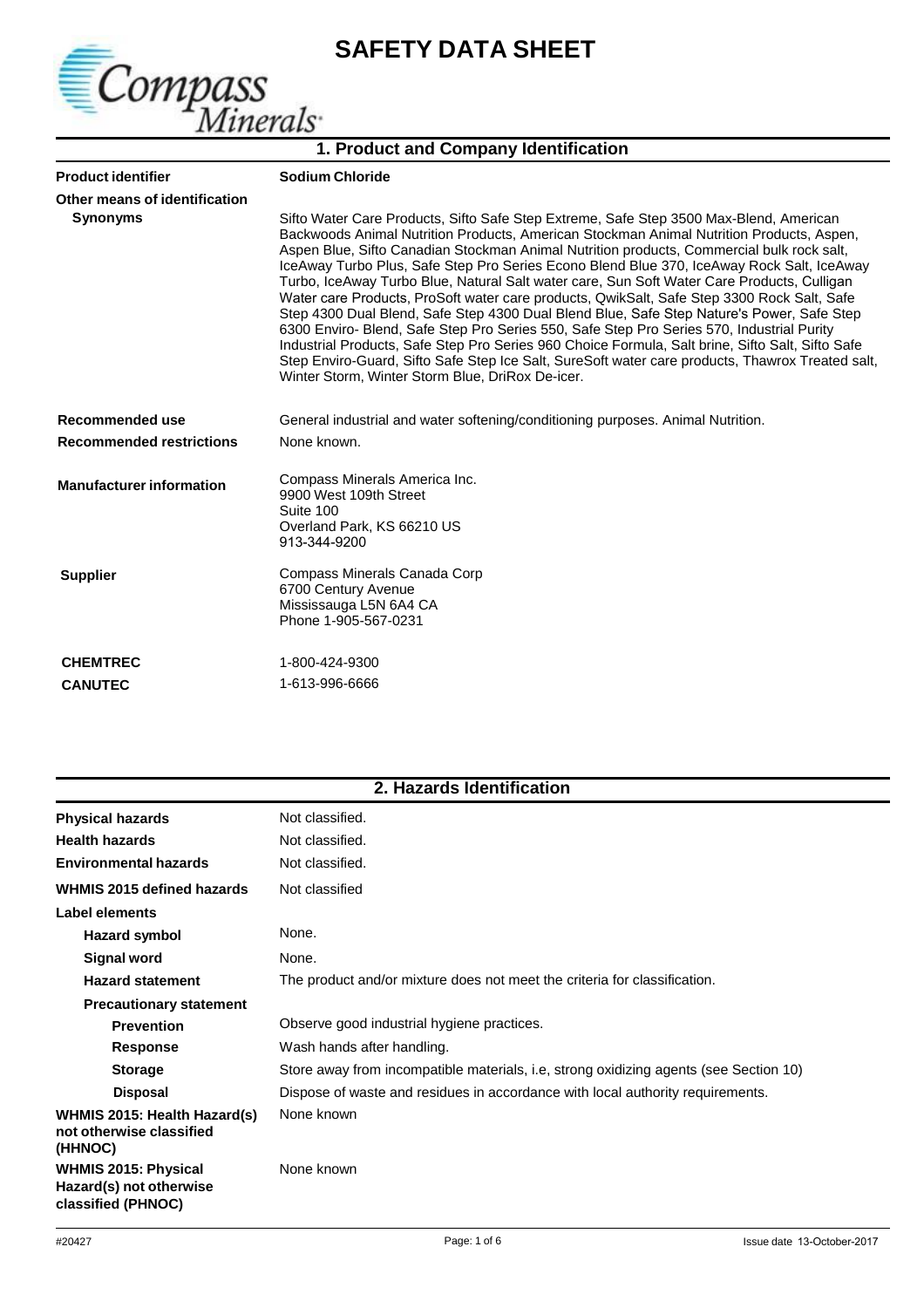# SAFETY DATA SHEET

Compass Minerals

## 1. Product and Company Identification

| | |
|---|---|
| **Product identifier** | **Sodium Chloride** |
| **Other means of identification** | |
| **Synonyms** | Sifto Water Care Products, Sifto Safe Step Extreme, Safe Step 3500 Max-Blend, American Backwoods Animal Nutrition Products, American Stockman Animal Nutrition Products, Aspen, Aspen Blue, Sifto Canadian Stockman Animal Nutrition products, Commercial bulk rock salt, IceAway Turbo Plus, Safe Step Pro Series Econo Blend Blue 370, IceAway Rock Salt, IceAway Turbo, IceAway Turbo Blue, Natural Salt water care, Sun Soft Water Care Products, Culligan Water care Products, ProSoft water care products, QwikSalt, Safe Step 3300 Rock Salt, Safe Step 4300 Dual Blend, Safe Step 4300 Dual Blend Blue, Safe Step Nature's Power, Safe Step 6300 Enviro- Blend, Safe Step Pro Series 550, Safe Step Pro Series 570, Industrial Purity Industrial Products, Safe Step Pro Series 960 Choice Formula, Salt brine, Sifto Salt, Sifto Safe Step Enviro-Guard, Sifto Safe Step Ice Salt, SureSoft water care products, Thawrox Treated salt, Winter Storm, Winter Storm Blue, DriRox De-icer. |
| **Recommended use** | General industrial and water softening/conditioning purposes. Animal Nutrition. |
| **Recommended restrictions** | None known. |
| **Manufacturer information** | Compass Minerals America Inc.<br>9900 West 109th Street<br>Suite 100<br>Overland Park, KS 66210 US<br>913-344-9200 |
| **Supplier** | Compass Minerals Canada Corp<br>6700 Century Avenue<br>Mississauga L5N 6A4 CA<br>Phone 1-905-567-0231 |
| **CHEMTREC** | 1-800-424-9300 |
| **CANUTEC** | 1-613-996-6666 |

## 2. Hazards Identification

| | |
|---|---|
| **Physical hazards** | Not classified. |
| **Health hazards** | Not classified. |
| **Environmental hazards** | Not classified. |
| **WHMIS 2015 defined hazards** | Not classified |
| **Label elements** | |
| **Hazard symbol** | None. |
| **Signal word** | None. |
| **Hazard statement** | The product and/or mixture does not meet the criteria for classification. |
| **Precautionary statement** | |
| **Prevention** | Observe good industrial hygiene practices. |
| **Response** | Wash hands after handling. |
| **Storage** | Store away from incompatible materials, i.e, strong oxidizing agents (see Section 10) |
| **Disposal** | Dispose of waste and residues in accordance with local authority requirements. |
| **WHMIS 2015: Health Hazard(s) not otherwise classified (HHNOC)** | None known |
| **WHMIS 2015: Physical Hazard(s) not otherwise classified (PHNOC)** | None known |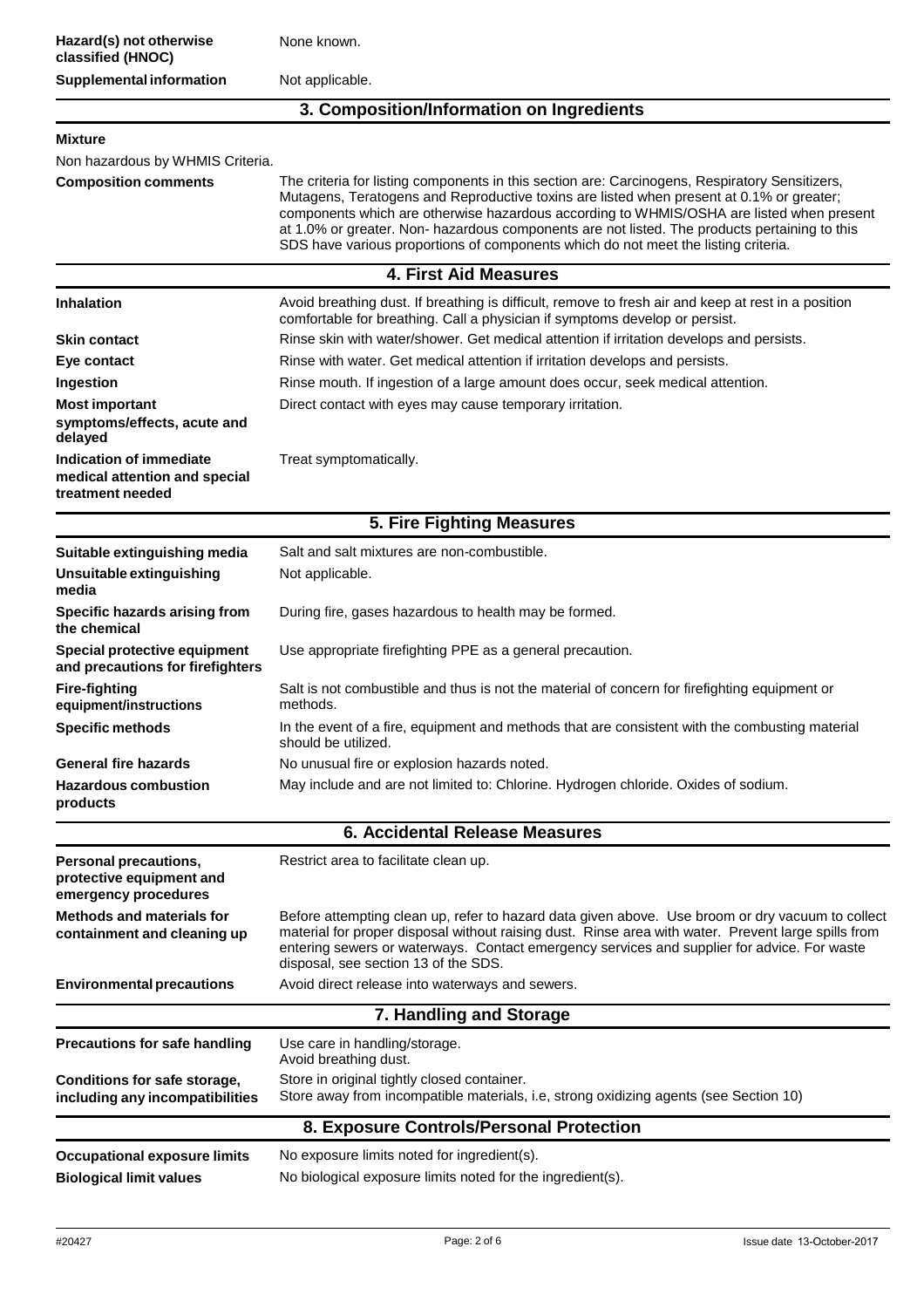| | |
|---|---|
| **Hazard(s) not otherwise classified (HNOC)** | None known. |
| **Supplemental information** | Not applicable. |

## 3. Composition/Information on Ingredients

**Mixture**

Non hazardous by WHMIS Criteria.

| | |
|---|---|
| **Composition comments** | The criteria for listing components in this section are: Carcinogens, Respiratory Sensitizers, Mutagens, Teratogens and Reproductive toxins are listed when present at 0.1% or greater; components which are otherwise hazardous according to WHMIS/OSHA are listed when present at 1.0% or greater. Non- hazardous components are not listed. The products pertaining to this SDS have various proportions of components which do not meet the listing criteria. |

## 4. First Aid Measures

| | |
|---|---|
| **Inhalation** | Avoid breathing dust. If breathing is difficult, remove to fresh air and keep at rest in a position comfortable for breathing. Call a physician if symptoms develop or persist. |
| **Skin contact** | Rinse skin with water/shower. Get medical attention if irritation develops and persists. |
| **Eye contact** | Rinse with water. Get medical attention if irritation develops and persists. |
| **Ingestion** | Rinse mouth. If ingestion of a large amount does occur, seek medical attention. |
| **Most important symptoms/effects, acute and delayed** | Direct contact with eyes may cause temporary irritation. |
| **Indication of immediate medical attention and special treatment needed** | Treat symptomatically. |

## 5. Fire Fighting Measures

| | |
|---|---|
| **Suitable extinguishing media** | Salt and salt mixtures are non-combustible. |
| **Unsuitable extinguishing media** | Not applicable. |
| **Specific hazards arising from the chemical** | During fire, gases hazardous to health may be formed. |
| **Special protective equipment and precautions for firefighters** | Use appropriate firefighting PPE as a general precaution. |
| **Fire-fighting equipment/instructions** | Salt is not combustible and thus is not the material of concern for firefighting equipment or methods. |
| **Specific methods** | In the event of a fire, equipment and methods that are consistent with the combusting material should be utilized. |
| **General fire hazards** | No unusual fire or explosion hazards noted. |
| **Hazardous combustion products** | May include and are not limited to: Chlorine. Hydrogen chloride. Oxides of sodium. |

## 6. Accidental Release Measures

| | |
|---|---|
| **Personal precautions, protective equipment and emergency procedures** | Restrict area to facilitate clean up. |
| **Methods and materials for containment and cleaning up** | Before attempting clean up, refer to hazard data given above. Use broom or dry vacuum to collect material for proper disposal without raising dust. Rinse area with water. Prevent large spills from entering sewers or waterways. Contact emergency services and supplier for advice. For waste disposal, see section 13 of the SDS. |
| **Environmental precautions** | Avoid direct release into waterways and sewers. |

## 7. Handling and Storage

| | |
|---|---|
| **Precautions for safe handling** | Use care in handling/storage.<br>Avoid breathing dust. |
| **Conditions for safe storage, including any incompatibilities** | Store in original tightly closed container.<br>Store away from incompatible materials, i.e, strong oxidizing agents (see Section 10) |

## 8. Exposure Controls/Personal Protection

| | |
|---|---|
| **Occupational exposure limits** | No exposure limits noted for ingredient(s). |
| **Biological limit values** | No biological exposure limits noted for the ingredient(s). |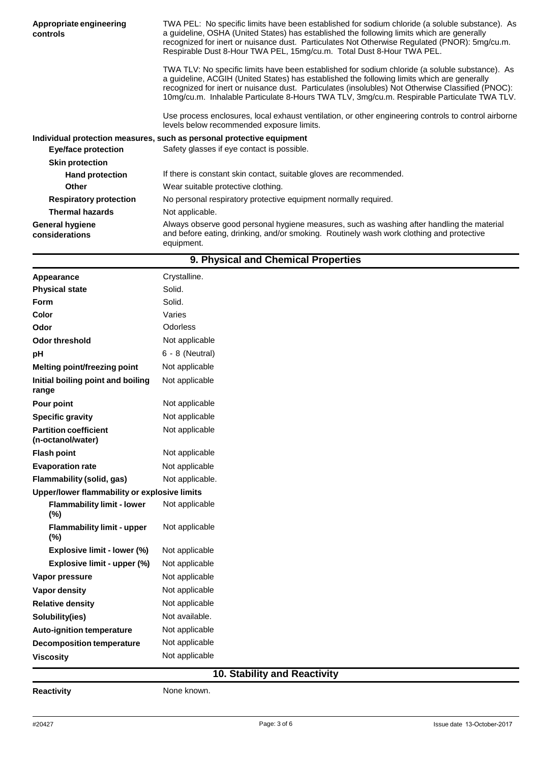| | |
|---|---|
| **Appropriate engineering controls** | TWA PEL: No specific limits have been established for sodium chloride (a soluble substance). As a guideline, OSHA (United States) has established the following limits which are generally recognized for inert or nuisance dust. Particulates Not Otherwise Regulated (PNOR): 5mg/cu.m. Respirable Dust 8-Hour TWA PEL, 15mg/cu.m. Total Dust 8-Hour TWA PEL.<br><br>TWA TLV: No specific limits have been established for sodium chloride (a soluble substance). As a guideline, ACGIH (United States) has established the following limits which are generally recognized for inert or nuisance dust. Particulates (insolubles) Not Otherwise Classified (PNOC): 10mg/cu.m. Inhalable Particulate 8-Hours TWA TLV, 3mg/cu.m. Respirable Particulate TWA TLV.<br><br>Use process enclosures, local exhaust ventilation, or other engineering controls to control airborne levels below recommended exposure limits. |

**Individual protection measures, such as personal protective equipment**

| | |
|---|---|
| **Eye/face protection** | Safety glasses if eye contact is possible. |
| **Skin protection** | |
| **Hand protection** | If there is constant skin contact, suitable gloves are recommended. |
| **Other** | Wear suitable protective clothing. |
| **Respiratory protection** | No personal respiratory protective equipment normally required. |
| **Thermal hazards** | Not applicable. |
| **General hygiene considerations** | Always observe good personal hygiene measures, such as washing after handling the material and before eating, drinking, and/or smoking. Routinely wash work clothing and protective equipment. |

## 9. Physical and Chemical Properties

| | |
|---|---|
| **Appearance** | Crystalline. |
| **Physical state** | Solid. |
| **Form** | Solid. |
| **Color** | Varies |
| **Odor** | Odorless |
| **Odor threshold** | Not applicable |
| **pH** | 6 - 8 (Neutral) |
| **Melting point/freezing point** | Not applicable |
| **Initial boiling point and boiling range** | Not applicable |
| **Pour point** | Not applicable |
| **Specific gravity** | Not applicable |
| **Partition coefficient (n-octanol/water)** | Not applicable |
| **Flash point** | Not applicable |
| **Evaporation rate** | Not applicable |
| **Flammability (solid, gas)** | Not applicable. |
| **Upper/lower flammability or explosive limits** | |
| **Flammability limit - lower (%)** | Not applicable |
| **Flammability limit - upper (%)** | Not applicable |
| **Explosive limit - lower (%)** | Not applicable |
| **Explosive limit - upper (%)** | Not applicable |
| **Vapor pressure** | Not applicable |
| **Vapor density** | Not applicable |
| **Relative density** | Not applicable |
| **Solubility(ies)** | Not available. |
| **Auto-ignition temperature** | Not applicable |
| **Decomposition temperature** | Not applicable |
| **Viscosity** | Not applicable |

## 10. Stability and Reactivity

| | |
|---|---|
| **Reactivity** | None known. |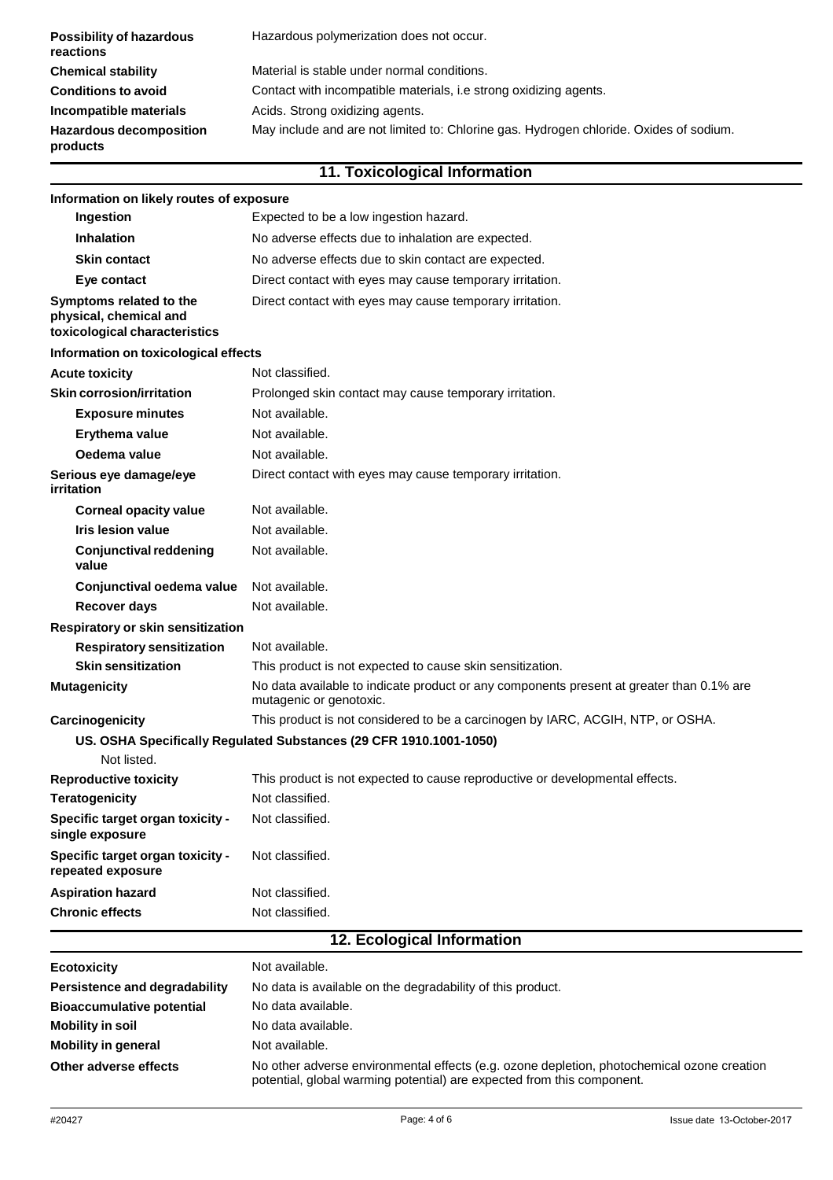| | |
|---|---|
| **Possibility of hazardous reactions** | Hazardous polymerization does not occur. |
| **Chemical stability** | Material is stable under normal conditions. |
| **Conditions to avoid** | Contact with incompatible materials, i.e strong oxidizing agents. |
| **Incompatible materials** | Acids. Strong oxidizing agents. |
| **Hazardous decomposition products** | May include and are not limited to: Chlorine gas. Hydrogen chloride. Oxides of sodium. |

## 11. Toxicological Information

**Information on likely routes of exposure**

| | |
|---|---|
| **Ingestion** | Expected to be a low ingestion hazard. |
| **Inhalation** | No adverse effects due to inhalation are expected. |
| **Skin contact** | No adverse effects due to skin contact are expected. |
| **Eye contact** | Direct contact with eyes may cause temporary irritation. |
| **Symptoms related to the physical, chemical and toxicological characteristics** | Direct contact with eyes may cause temporary irritation. |

**Information on toxicological effects**

| | |
|---|---|
| **Acute toxicity** | Not classified. |
| **Skin corrosion/irritation** | Prolonged skin contact may cause temporary irritation. |
| **Exposure minutes** | Not available. |
| **Erythema value** | Not available. |
| **Oedema value** | Not available. |
| **Serious eye damage/eye irritation** | Direct contact with eyes may cause temporary irritation. |
| **Corneal opacity value** | Not available. |
| **Iris lesion value** | Not available. |
| **Conjunctival reddening value** | Not available. |
| **Conjunctival oedema value** | Not available. |
| **Recover days** | Not available. |

**Respiratory or skin sensitization**

| | |
|---|---|
| **Respiratory sensitization** | Not available. |
| **Skin sensitization** | This product is not expected to cause skin sensitization. |
| **Mutagenicity** | No data available to indicate product or any components present at greater than 0.1% are mutagenic or genotoxic. |
| **Carcinogenicity** | This product is not considered to be a carcinogen by IARC, ACGIH, NTP, or OSHA. |

**US. OSHA Specifically Regulated Substances (29 CFR 1910.1001-1050)**

Not listed.

| | |
|---|---|
| **Reproductive toxicity** | This product is not expected to cause reproductive or developmental effects. |
| **Teratogenicity** | Not classified. |
| **Specific target organ toxicity - single exposure** | Not classified. |
| **Specific target organ toxicity - repeated exposure** | Not classified. |
| **Aspiration hazard** | Not classified. |
| **Chronic effects** | Not classified. |

## 12. Ecological Information

| | |
|---|---|
| **Ecotoxicity** | Not available. |
| **Persistence and degradability** | No data is available on the degradability of this product. |
| **Bioaccumulative potential** | No data available. |
| **Mobility in soil** | No data available. |
| **Mobility in general** | Not available. |
| **Other adverse effects** | No other adverse environmental effects (e.g. ozone depletion, photochemical ozone creation potential, global warming potential) are expected from this component. |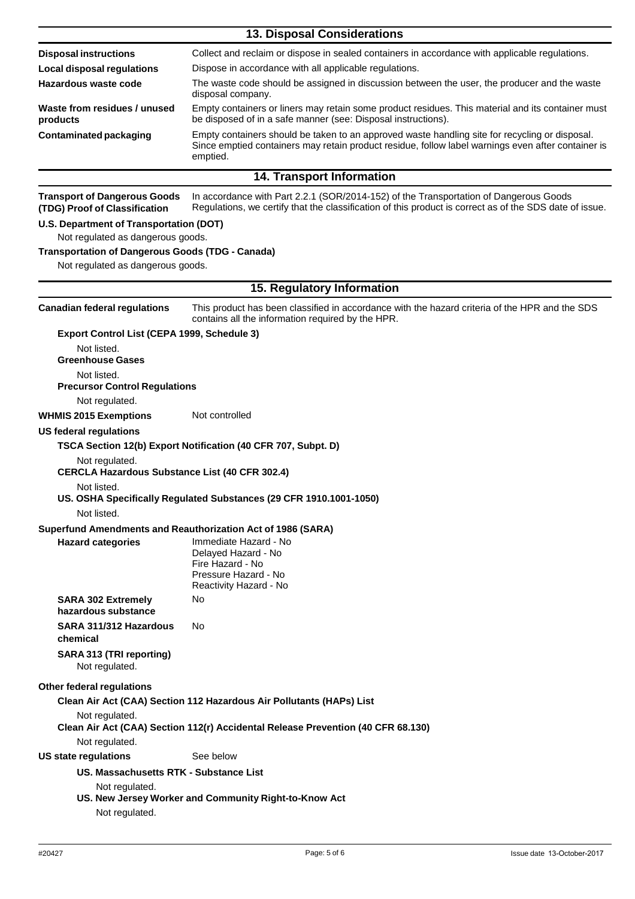## 13. Disposal Considerations

| | |
|---|---|
| **Disposal instructions** | Collect and reclaim or dispose in sealed containers in accordance with applicable regulations. |
| **Local disposal regulations** | Dispose in accordance with all applicable regulations. |
| **Hazardous waste code** | The waste code should be assigned in discussion between the user, the producer and the waste disposal company. |
| **Waste from residues / unused products** | Empty containers or liners may retain some product residues. This material and its container must be disposed of in a safe manner (see: Disposal instructions). |
| **Contaminated packaging** | Empty containers should be taken to an approved waste handling site for recycling or disposal. Since emptied containers may retain product residue, follow label warnings even after container is emptied. |

## 14. Transport Information

**Transport of Dangerous Goods (TDG) Proof of Classification** In accordance with Part 2.2.1 (SOR/2014-152) of the Transportation of Dangerous Goods Regulations, we certify that the classification of this product is correct as of the SDS date of issue.

**U.S. Department of Transportation (DOT)**

Not regulated as dangerous goods.

**Transportation of Dangerous Goods (TDG - Canada)**

Not regulated as dangerous goods.

## 15. Regulatory Information

**Canadian federal regulations** This product has been classified in accordance with the hazard criteria of the HPR and the SDS contains all the information required by the HPR.

**Export Control List (CEPA 1999, Schedule 3)**

Not listed.

**Greenhouse Gases**

Not listed.

**Precursor Control Regulations**

Not regulated.

**WHMIS 2015 Exemptions** Not controlled

**US federal regulations**

**TSCA Section 12(b) Export Notification (40 CFR 707, Subpt. D)**

Not regulated.

**CERCLA Hazardous Substance List (40 CFR 302.4)**

Not listed.

**US. OSHA Specifically Regulated Substances (29 CFR 1910.1001-1050)**

Not listed.

**Superfund Amendments and Reauthorization Act of 1986 (SARA)**

| | |
|---|---|
| **Hazard categories** | Immediate Hazard - No<br>Delayed Hazard - No<br>Fire Hazard - No<br>Pressure Hazard - No<br>Reactivity Hazard - No |
| **SARA 302 Extremely hazardous substance** | No |
| **SARA 311/312 Hazardous chemical** | No |

**SARA 313 (TRI reporting)**

Not regulated.

**Other federal regulations**

**Clean Air Act (CAA) Section 112 Hazardous Air Pollutants (HAPs) List**

Not regulated.

**Clean Air Act (CAA) Section 112(r) Accidental Release Prevention (40 CFR 68.130)**

Not regulated.

**US state regulations** See below

**US. Massachusetts RTK - Substance List**

Not regulated.

**US. New Jersey Worker and Community Right-to-Know Act**

Not regulated.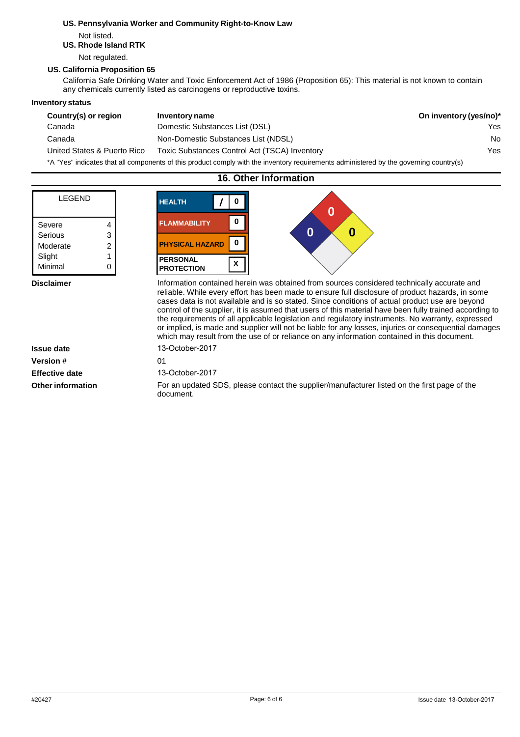**US. Pennsylvania Worker and Community Right-to-Know Law**

Not listed.

**US. Rhode Island RTK**

Not regulated.

**US. California Proposition 65**

California Safe Drinking Water and Toxic Enforcement Act of 1986 (Proposition 65): This material is not known to contain any chemicals currently listed as carcinogens or reproductive toxins.

**Inventory status**

| Country(s) or region | Inventory name | On inventory (yes/no)* |
|---|---|---|
| Canada | Domestic Substances List (DSL) | Yes |
| Canada | Non-Domestic Substances List (NDSL) | No |
| United States & Puerto Rico | Toxic Substances Control Act (TSCA) Inventory | Yes |

*A "Yes" indicates that all components of this product comply with the inventory requirements administered by the governing country(s)

## 16. Other Information

| LEGEND | |
|---|---|
| Severe | 4 |
| Serious | 3 |
| Moderate | 2 |
| Slight | 1 |
| Minimal | 0 |

| | |
|---|---|
| HEALTH | / 0 |
| FLAMMABILITY | 0 |
| PHYSICAL HAZARD | 0 |
| PERSONAL PROTECTION | X |

0

0 0

**Disclaimer**

Information contained herein was obtained from sources considered technically accurate and reliable. While every effort has been made to ensure full disclosure of product hazards, in some cases data is not available and is so stated. Since conditions of actual product use are beyond control of the supplier, it is assumed that users of this material have been fully trained according to the requirements of all applicable legislation and regulatory instruments. No warranty, expressed or implied, is made and supplier will not be liable for any losses, injuries or consequential damages which may result from the use of or reliance on any information contained in this document.

**Issue date** 13-October-2017

**Version #** 01

**Effective date** 13-October-2017

**Other information** For an updated SDS, please contact the supplier/manufacturer listed on the first page of the document.